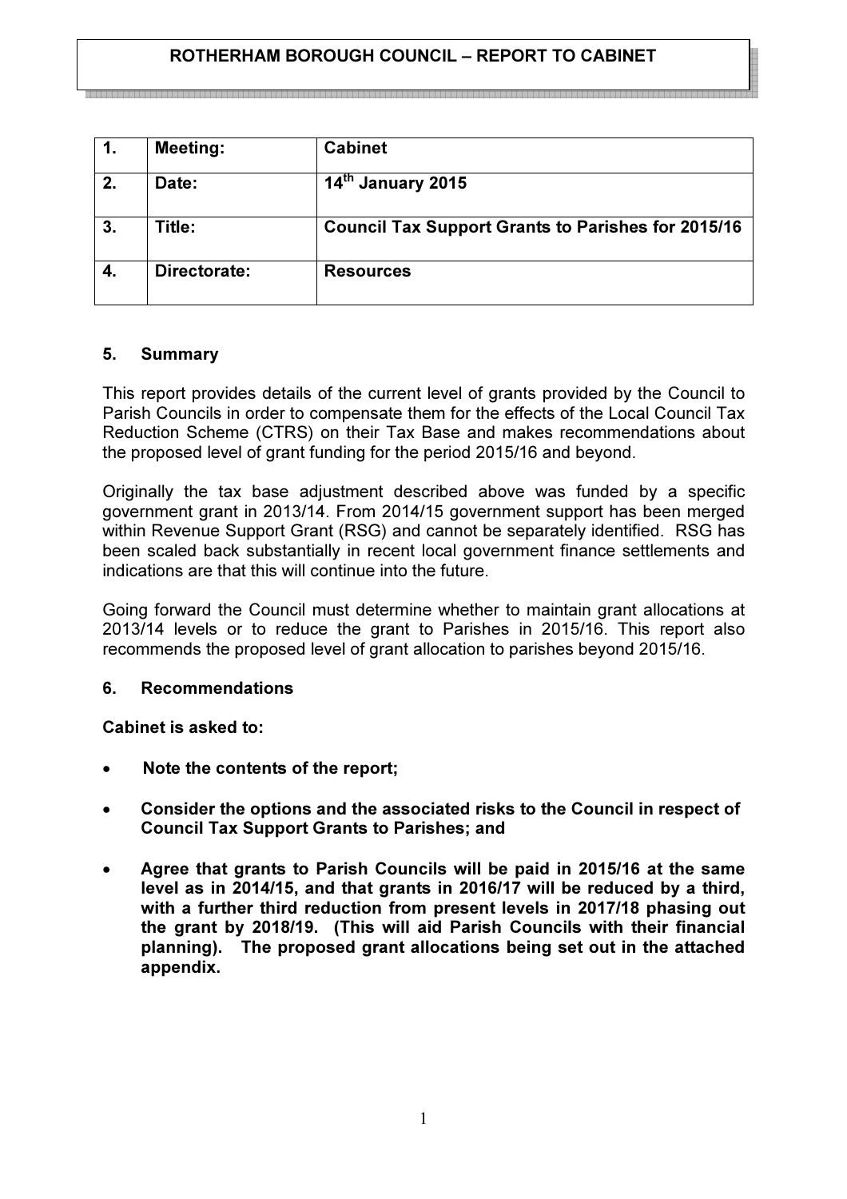**ROTHERHAM BOROUGH COUNCIL – REPORT TO CABINET**

| 1. | Meeting: | Cabinet |
|---|---|---|
| 2. | Date: | 14th January 2015 |
| 3. | Title: | Council Tax Support Grants to Parishes for 2015/16 |
| 4. | Directorate: | Resources |

## 5. Summary

This report provides details of the current level of grants provided by the Council to Parish Councils in order to compensate them for the effects of the Local Council Tax Reduction Scheme (CTRS) on their Tax Base and makes recommendations about the proposed level of grant funding for the period 2015/16 and beyond.

Originally the tax base adjustment described above was funded by a specific government grant in 2013/14. From 2014/15 government support has been merged within Revenue Support Grant (RSG) and cannot be separately identified. RSG has been scaled back substantially in recent local government finance settlements and indications are that this will continue into the future.

Going forward the Council must determine whether to maintain grant allocations at 2013/14 levels or to reduce the grant to Parishes in 2015/16. This report also recommends the proposed level of grant allocation to parishes beyond 2015/16.

## 6. Recommendations

**Cabinet is asked to:**

- **Note the contents of the report;**
- **Consider the options and the associated risks to the Council in respect of Council Tax Support Grants to Parishes; and**
- **Agree that grants to Parish Councils will be paid in 2015/16 at the same level as in 2014/15, and that grants in 2016/17 will be reduced by a third, with a further third reduction from present levels in 2017/18 phasing out the grant by 2018/19. (This will aid Parish Councils with their financial planning). The proposed grant allocations being set out in the attached appendix.**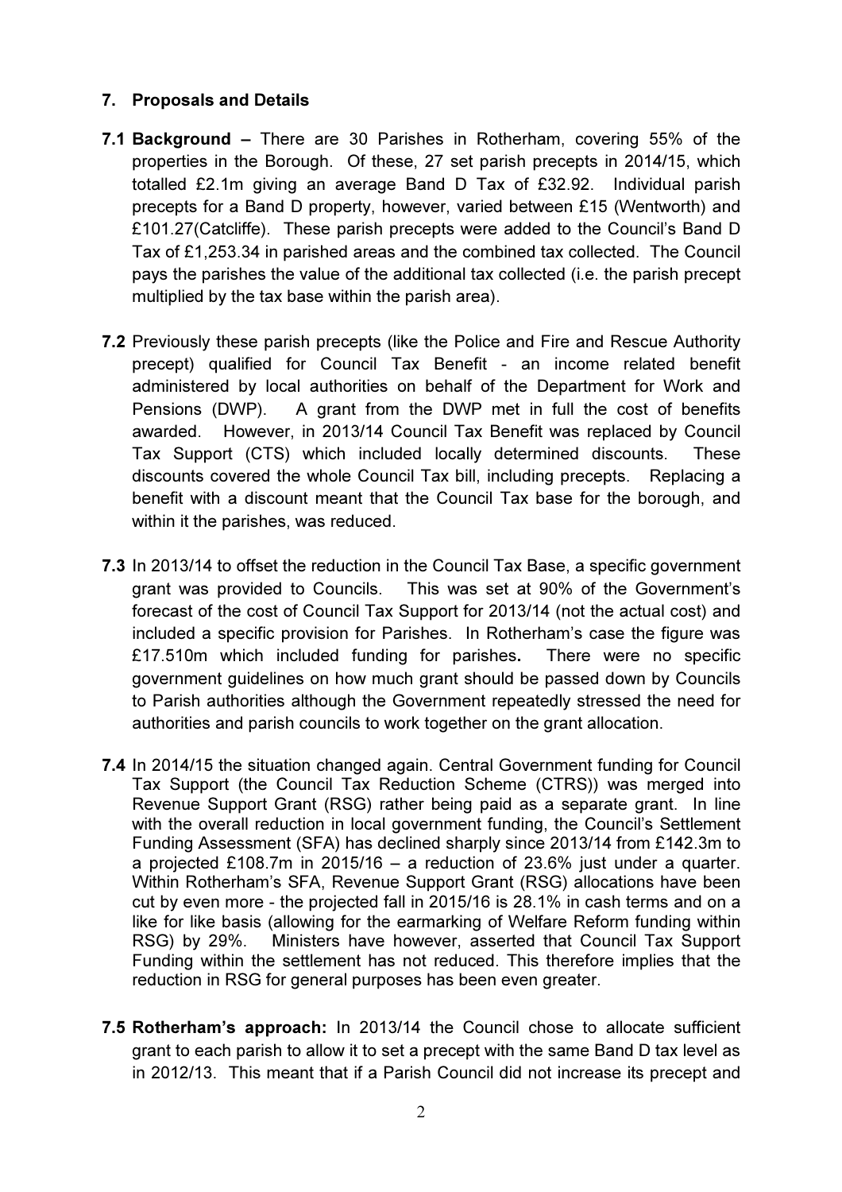## 7. Proposals and Details

**7.1 Background –** There are 30 Parishes in Rotherham, covering 55% of the properties in the Borough. Of these, 27 set parish precepts in 2014/15, which totalled £2.1m giving an average Band D Tax of £32.92. Individual parish precepts for a Band D property, however, varied between £15 (Wentworth) and £101.27(Catcliffe). These parish precepts were added to the Council's Band D Tax of £1,253.34 in parished areas and the combined tax collected. The Council pays the parishes the value of the additional tax collected (i.e. the parish precept multiplied by the tax base within the parish area).

**7.2** Previously these parish precepts (like the Police and Fire and Rescue Authority precept) qualified for Council Tax Benefit - an income related benefit administered by local authorities on behalf of the Department for Work and Pensions (DWP). A grant from the DWP met in full the cost of benefits awarded. However, in 2013/14 Council Tax Benefit was replaced by Council Tax Support (CTS) which included locally determined discounts. These discounts covered the whole Council Tax bill, including precepts. Replacing a benefit with a discount meant that the Council Tax base for the borough, and within it the parishes, was reduced.

**7.3** In 2013/14 to offset the reduction in the Council Tax Base, a specific government grant was provided to Councils. This was set at 90% of the Government's forecast of the cost of Council Tax Support for 2013/14 (not the actual cost) and included a specific provision for Parishes. In Rotherham's case the figure was £17.510m which included funding for parishes**.** There were no specific government guidelines on how much grant should be passed down by Councils to Parish authorities although the Government repeatedly stressed the need for authorities and parish councils to work together on the grant allocation.

**7.4** In 2014/15 the situation changed again. Central Government funding for Council Tax Support (the Council Tax Reduction Scheme (CTRS)) was merged into Revenue Support Grant (RSG) rather being paid as a separate grant. In line with the overall reduction in local government funding, the Council's Settlement Funding Assessment (SFA) has declined sharply since 2013/14 from £142.3m to a projected £108.7m in 2015/16 – a reduction of 23.6% just under a quarter. Within Rotherham's SFA, Revenue Support Grant (RSG) allocations have been cut by even more - the projected fall in 2015/16 is 28.1% in cash terms and on a like for like basis (allowing for the earmarking of Welfare Reform funding within RSG) by 29%. Ministers have however, asserted that Council Tax Support Funding within the settlement has not reduced. This therefore implies that the reduction in RSG for general purposes has been even greater.

**7.5 Rotherham's approach:** In 2013/14 the Council chose to allocate sufficient grant to each parish to allow it to set a precept with the same Band D tax level as in 2012/13. This meant that if a Parish Council did not increase its precept and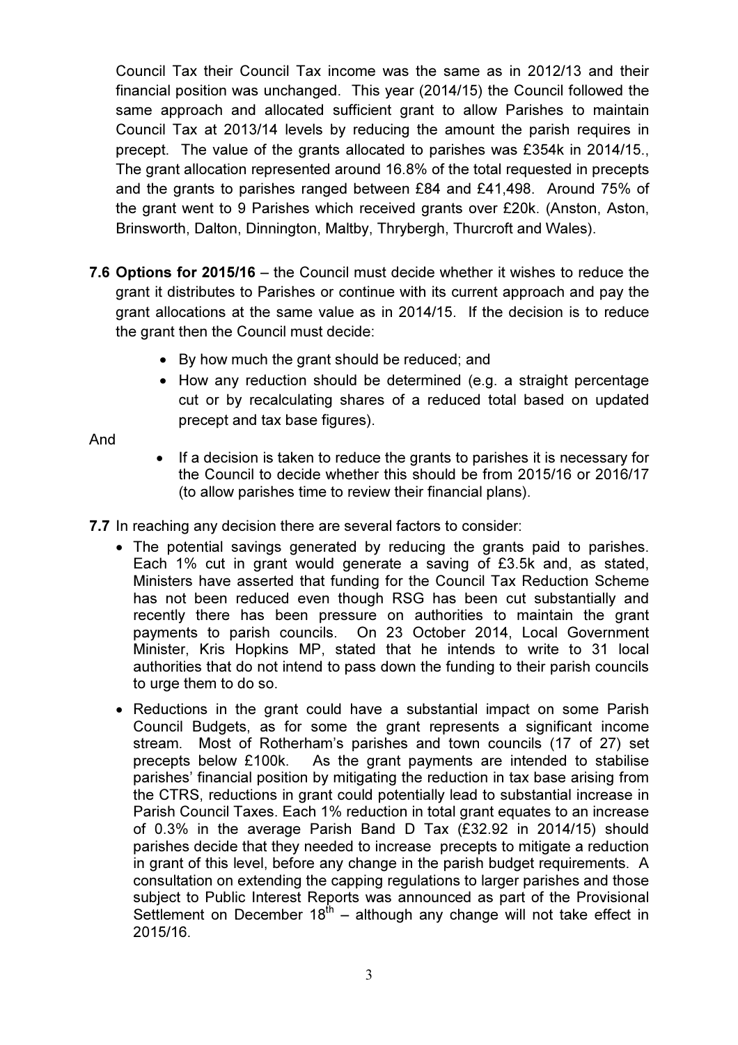Council Tax their Council Tax income was the same as in 2012/13 and their financial position was unchanged. This year (2014/15) the Council followed the same approach and allocated sufficient grant to allow Parishes to maintain Council Tax at 2013/14 levels by reducing the amount the parish requires in precept. The value of the grants allocated to parishes was £354k in 2014/15., The grant allocation represented around 16.8% of the total requested in precepts and the grants to parishes ranged between £84 and £41,498. Around 75% of the grant went to 9 Parishes which received grants over £20k. (Anston, Aston, Brinsworth, Dalton, Dinnington, Maltby, Thrybergh, Thurcroft and Wales).

**7.6 Options for 2015/16** – the Council must decide whether it wishes to reduce the grant it distributes to Parishes or continue with its current approach and pay the grant allocations at the same value as in 2014/15. If the decision is to reduce the grant then the Council must decide:

- By how much the grant should be reduced; and
- How any reduction should be determined (e.g. a straight percentage cut or by recalculating shares of a reduced total based on updated precept and tax base figures).

And

- If a decision is taken to reduce the grants to parishes it is necessary for the Council to decide whether this should be from 2015/16 or 2016/17 (to allow parishes time to review their financial plans).

**7.7** In reaching any decision there are several factors to consider:

- The potential savings generated by reducing the grants paid to parishes. Each 1% cut in grant would generate a saving of £3.5k and, as stated, Ministers have asserted that funding for the Council Tax Reduction Scheme has not been reduced even though RSG has been cut substantially and recently there has been pressure on authorities to maintain the grant payments to parish councils. On 23 October 2014, Local Government Minister, Kris Hopkins MP, stated that he intends to write to 31 local authorities that do not intend to pass down the funding to their parish councils to urge them to do so.
- Reductions in the grant could have a substantial impact on some Parish Council Budgets, as for some the grant represents a significant income stream. Most of Rotherham's parishes and town councils (17 of 27) set precepts below £100k. As the grant payments are intended to stabilise parishes' financial position by mitigating the reduction in tax base arising from the CTRS, reductions in grant could potentially lead to substantial increase in Parish Council Taxes. Each 1% reduction in total grant equates to an increase of 0.3% in the average Parish Band D Tax (£32.92 in 2014/15) should parishes decide that they needed to increase precepts to mitigate a reduction in grant of this level, before any change in the parish budget requirements. A consultation on extending the capping regulations to larger parishes and those subject to Public Interest Reports was announced as part of the Provisional Settlement on December 18th – although any change will not take effect in 2015/16.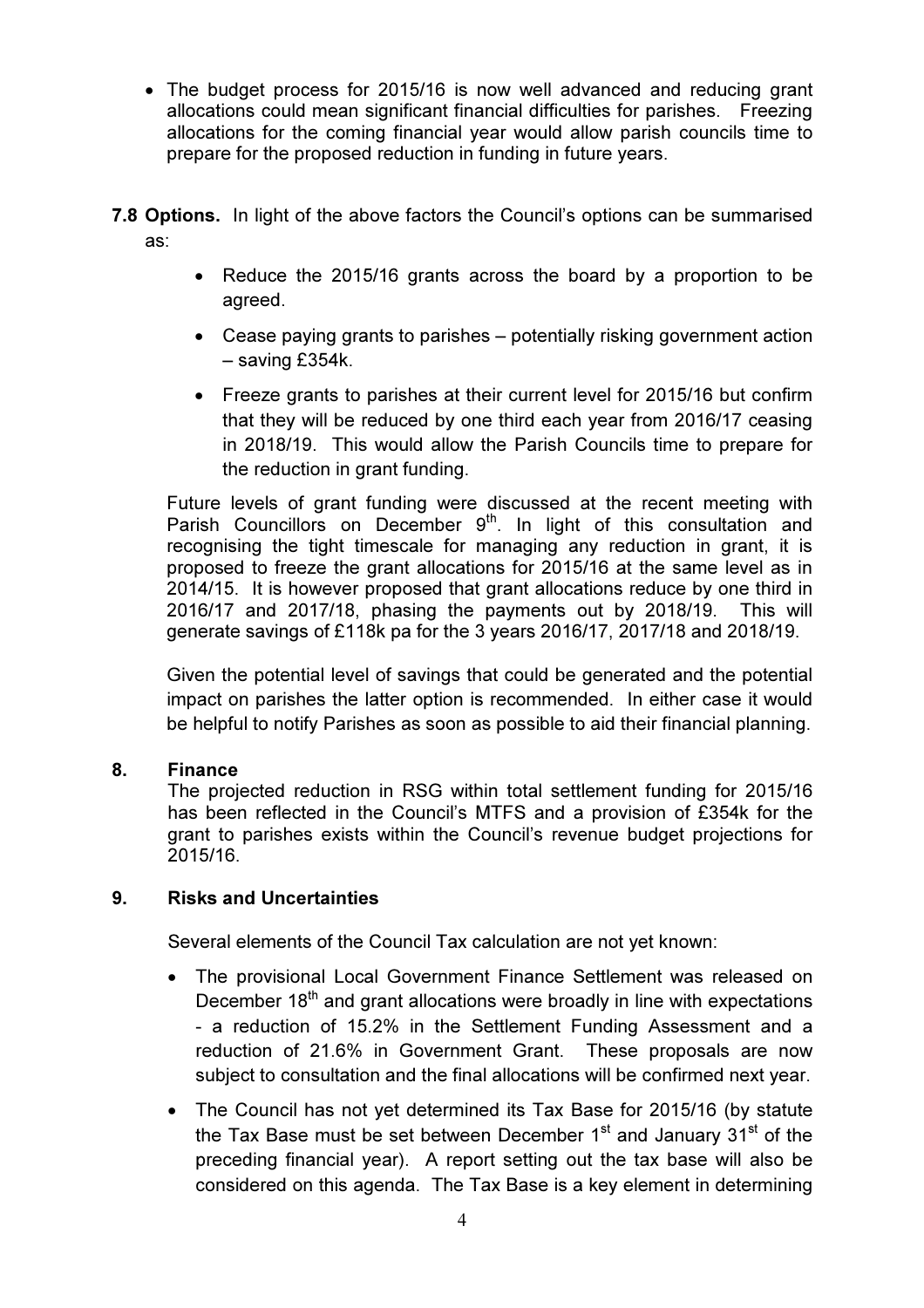- The budget process for 2015/16 is now well advanced and reducing grant allocations could mean significant financial difficulties for parishes. Freezing allocations for the coming financial year would allow parish councils time to prepare for the proposed reduction in funding in future years.

**7.8 Options.** In light of the above factors the Council's options can be summarised as:

- Reduce the 2015/16 grants across the board by a proportion to be agreed.
- Cease paying grants to parishes – potentially risking government action – saving £354k.
- Freeze grants to parishes at their current level for 2015/16 but confirm that they will be reduced by one third each year from 2016/17 ceasing in 2018/19. This would allow the Parish Councils time to prepare for the reduction in grant funding.

Future levels of grant funding were discussed at the recent meeting with Parish Councillors on December 9th. In light of this consultation and recognising the tight timescale for managing any reduction in grant, it is proposed to freeze the grant allocations for 2015/16 at the same level as in 2014/15. It is however proposed that grant allocations reduce by one third in 2016/17 and 2017/18, phasing the payments out by 2018/19. This will generate savings of £118k pa for the 3 years 2016/17, 2017/18 and 2018/19.

Given the potential level of savings that could be generated and the potential impact on parishes the latter option is recommended. In either case it would be helpful to notify Parishes as soon as possible to aid their financial planning.

## 8. Finance

The projected reduction in RSG within total settlement funding for 2015/16 has been reflected in the Council's MTFS and a provision of £354k for the grant to parishes exists within the Council's revenue budget projections for 2015/16.

## 9. Risks and Uncertainties

Several elements of the Council Tax calculation are not yet known:

- The provisional Local Government Finance Settlement was released on December 18th and grant allocations were broadly in line with expectations - a reduction of 15.2% in the Settlement Funding Assessment and a reduction of 21.6% in Government Grant. These proposals are now subject to consultation and the final allocations will be confirmed next year.
- The Council has not yet determined its Tax Base for 2015/16 (by statute the Tax Base must be set between December 1st and January 31st of the preceding financial year). A report setting out the tax base will also be considered on this agenda. The Tax Base is a key element in determining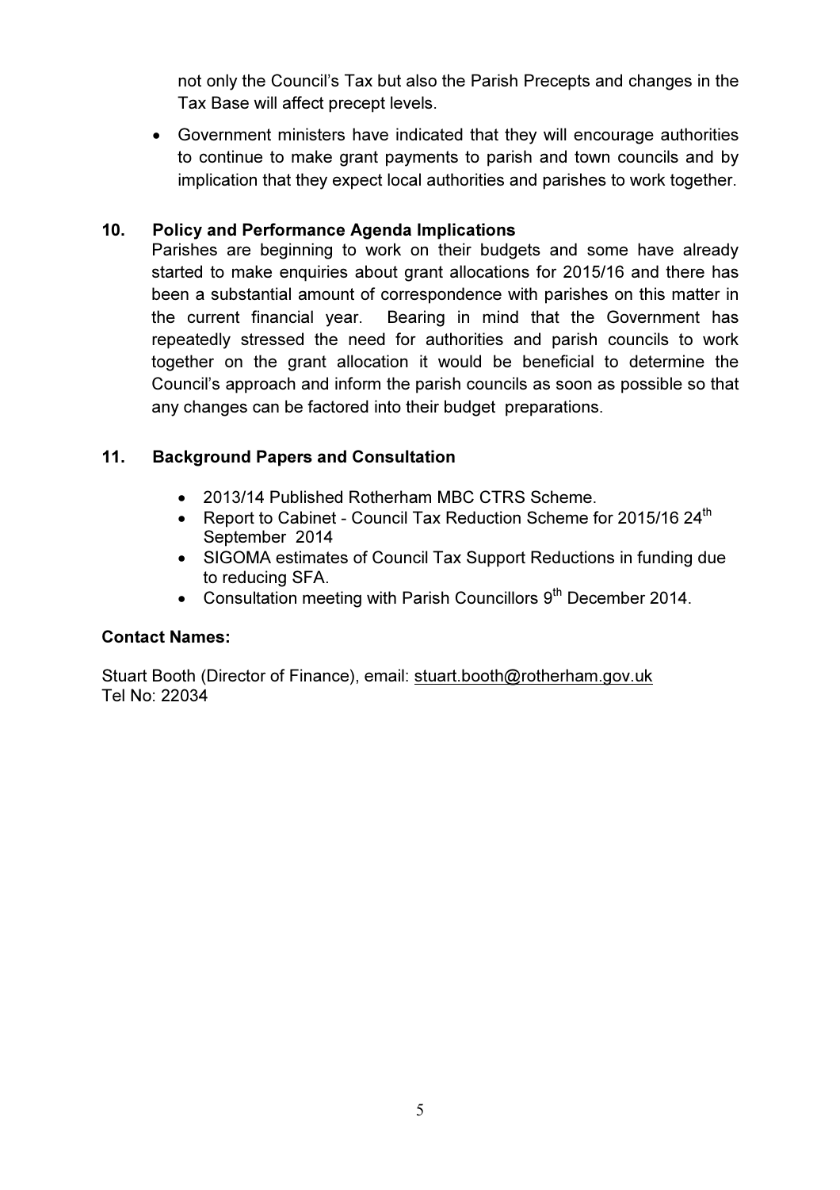not only the Council's Tax but also the Parish Precepts and changes in the Tax Base will affect precept levels.

- Government ministers have indicated that they will encourage authorities to continue to make grant payments to parish and town councils and by implication that they expect local authorities and parishes to work together.

## 10. Policy and Performance Agenda Implications

Parishes are beginning to work on their budgets and some have already started to make enquiries about grant allocations for 2015/16 and there has been a substantial amount of correspondence with parishes on this matter in the current financial year. Bearing in mind that the Government has repeatedly stressed the need for authorities and parish councils to work together on the grant allocation it would be beneficial to determine the Council's approach and inform the parish councils as soon as possible so that any changes can be factored into their budget preparations.

## 11. Background Papers and Consultation

- 2013/14 Published Rotherham MBC CTRS Scheme.
- Report to Cabinet - Council Tax Reduction Scheme for 2015/16 24th September 2014
- SIGOMA estimates of Council Tax Support Reductions in funding due to reducing SFA.
- Consultation meeting with Parish Councillors 9th December 2014.

**Contact Names:**

Stuart Booth (Director of Finance), email: stuart.booth@rotherham.gov.uk
Tel No: 22034